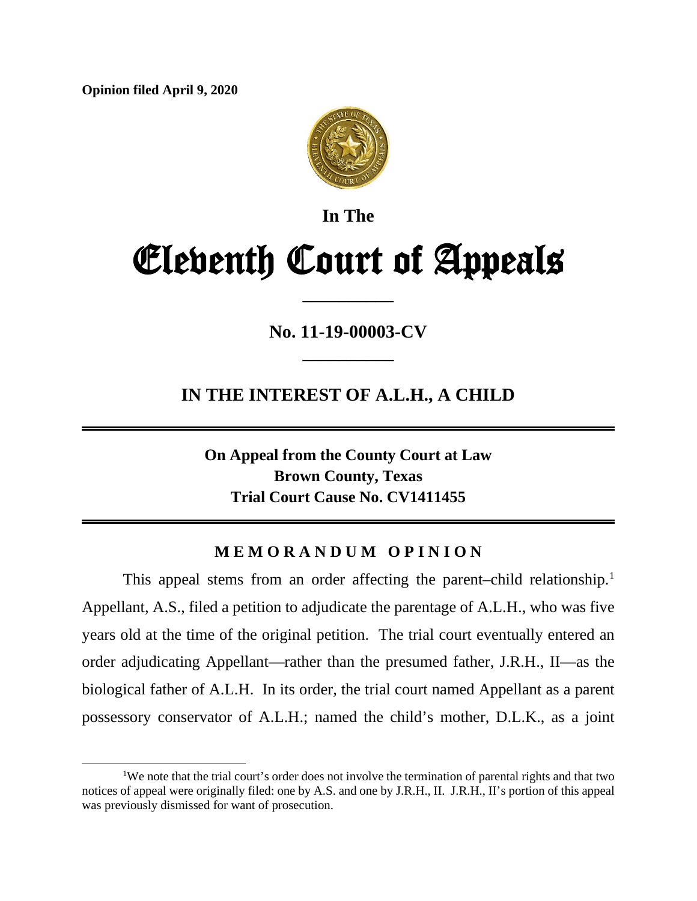**Opinion filed April 9, 2020**

**In The**

# Eleventh Court of Appeals

---

**No. 11-19-00003-CV**

---

## IN THE INTEREST OF A.L.H., A CHILD

---

**On Appeal from the County Court at Law**
**Brown County, Texas**
**Trial Court Cause No. CV1411455**

---

### MEMORANDUM OPINION

This appeal stems from an order affecting the parent–child relationship.[1] Appellant, A.S., filed a petition to adjudicate the parentage of A.L.H., who was five years old at the time of the original petition. The trial court eventually entered an order adjudicating Appellant—rather than the presumed father, J.R.H., II—as the biological father of A.L.H. In its order, the trial court named Appellant as a parent possessory conservator of A.L.H.; named the child's mother, D.L.K., as a joint

[1] We note that the trial court's order does not involve the termination of parental rights and that two notices of appeal were originally filed: one by A.S. and one by J.R.H., II. J.R.H., II's portion of this appeal was previously dismissed for want of prosecution.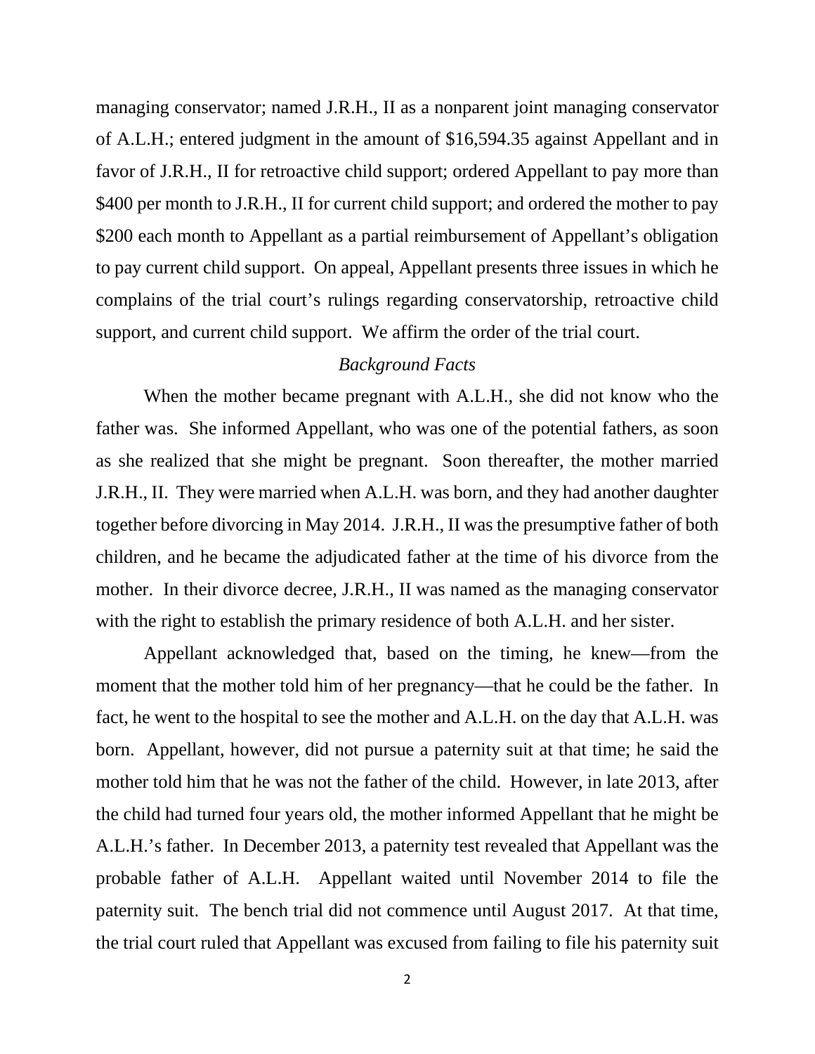managing conservator; named J.R.H., II as a nonparent joint managing conservator of A.L.H.; entered judgment in the amount of $16,594.35 against Appellant and in favor of J.R.H., II for retroactive child support; ordered Appellant to pay more than $400 per month to J.R.H., II for current child support; and ordered the mother to pay $200 each month to Appellant as a partial reimbursement of Appellant's obligation to pay current child support. On appeal, Appellant presents three issues in which he complains of the trial court's rulings regarding conservatorship, retroactive child support, and current child support. We affirm the order of the trial court.

*Background Facts*

When the mother became pregnant with A.L.H., she did not know who the father was. She informed Appellant, who was one of the potential fathers, as soon as she realized that she might be pregnant. Soon thereafter, the mother married J.R.H., II. They were married when A.L.H. was born, and they had another daughter together before divorcing in May 2014. J.R.H., II was the presumptive father of both children, and he became the adjudicated father at the time of his divorce from the mother. In their divorce decree, J.R.H., II was named as the managing conservator with the right to establish the primary residence of both A.L.H. and her sister.

Appellant acknowledged that, based on the timing, he knew—from the moment that the mother told him of her pregnancy—that he could be the father. In fact, he went to the hospital to see the mother and A.L.H. on the day that A.L.H. was born. Appellant, however, did not pursue a paternity suit at that time; he said the mother told him that he was not the father of the child. However, in late 2013, after the child had turned four years old, the mother informed Appellant that he might be A.L.H.'s father. In December 2013, a paternity test revealed that Appellant was the probable father of A.L.H. Appellant waited until November 2014 to file the paternity suit. The bench trial did not commence until August 2017. At that time, the trial court ruled that Appellant was excused from failing to file his paternity suit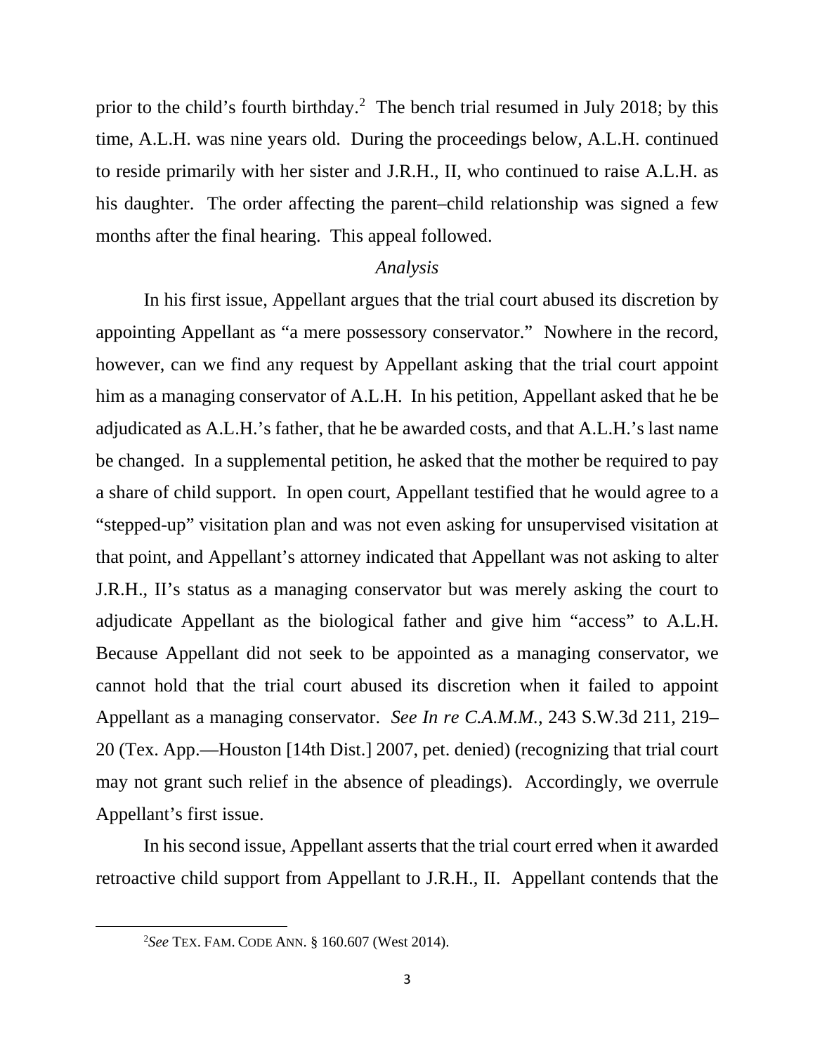prior to the child's fourth birthday.[2] The bench trial resumed in July 2018; by this time, A.L.H. was nine years old. During the proceedings below, A.L.H. continued to reside primarily with her sister and J.R.H., II, who continued to raise A.L.H. as his daughter. The order affecting the parent–child relationship was signed a few months after the final hearing. This appeal followed.

*Analysis*

In his first issue, Appellant argues that the trial court abused its discretion by appointing Appellant as "a mere possessory conservator." Nowhere in the record, however, can we find any request by Appellant asking that the trial court appoint him as a managing conservator of A.L.H. In his petition, Appellant asked that he be adjudicated as A.L.H.'s father, that he be awarded costs, and that A.L.H.'s last name be changed. In a supplemental petition, he asked that the mother be required to pay a share of child support. In open court, Appellant testified that he would agree to a "stepped-up" visitation plan and was not even asking for unsupervised visitation at that point, and Appellant's attorney indicated that Appellant was not asking to alter J.R.H., II's status as a managing conservator but was merely asking the court to adjudicate Appellant as the biological father and give him "access" to A.L.H. Because Appellant did not seek to be appointed as a managing conservator, we cannot hold that the trial court abused its discretion when it failed to appoint Appellant as a managing conservator. *See In re C.A.M.M.*, 243 S.W.3d 211, 219–20 (Tex. App.—Houston [14th Dist.] 2007, pet. denied) (recognizing that trial court may not grant such relief in the absence of pleadings). Accordingly, we overrule Appellant's first issue.

In his second issue, Appellant asserts that the trial court erred when it awarded retroactive child support from Appellant to J.R.H., II. Appellant contends that the

[2] *See* TEX. FAM. CODE ANN. § 160.607 (West 2014).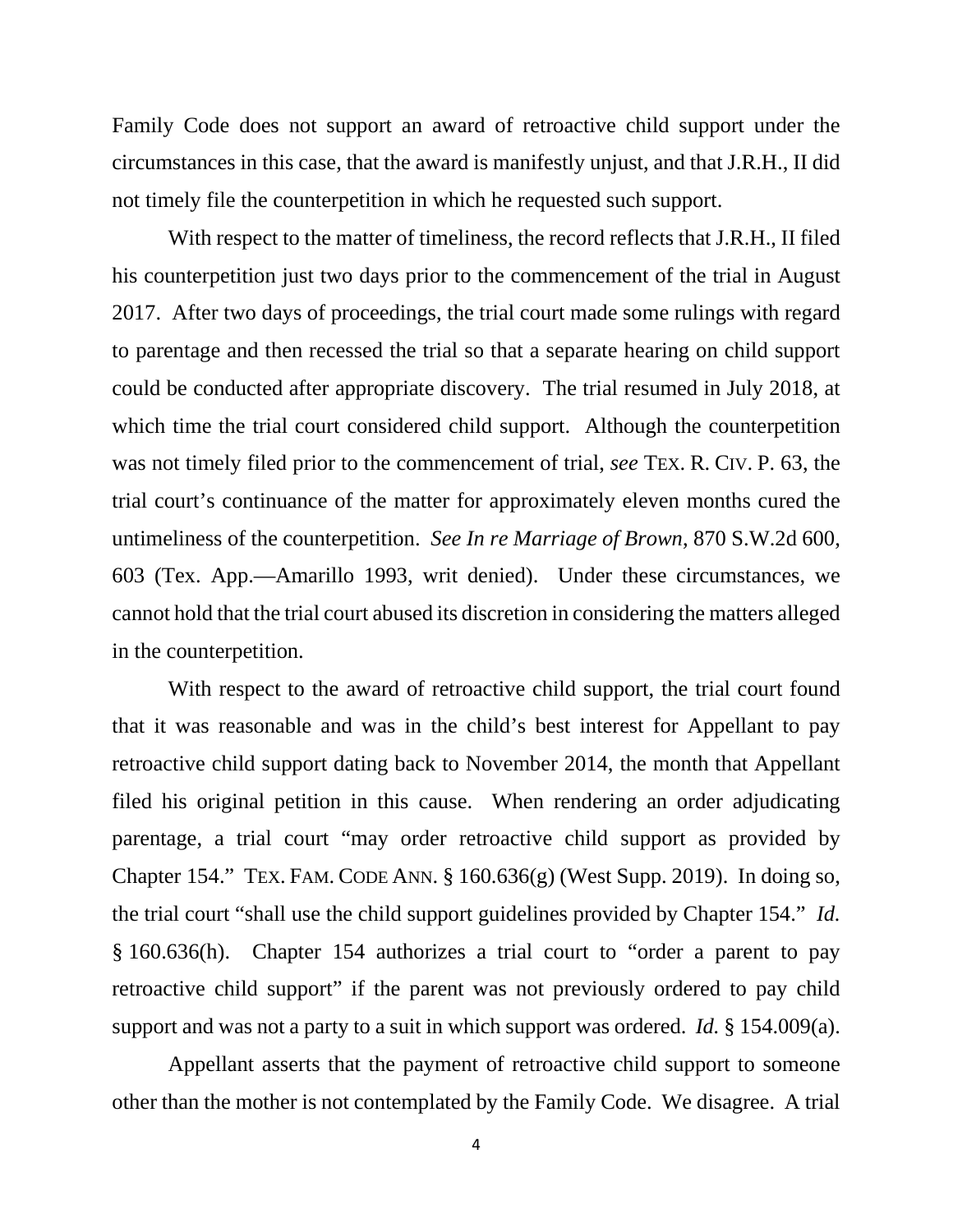Family Code does not support an award of retroactive child support under the circumstances in this case, that the award is manifestly unjust, and that J.R.H., II did not timely file the counterpetition in which he requested such support.

With respect to the matter of timeliness, the record reflects that J.R.H., II filed his counterpetition just two days prior to the commencement of the trial in August 2017. After two days of proceedings, the trial court made some rulings with regard to parentage and then recessed the trial so that a separate hearing on child support could be conducted after appropriate discovery. The trial resumed in July 2018, at which time the trial court considered child support. Although the counterpetition was not timely filed prior to the commencement of trial, *see* TEX. R. CIV. P. 63, the trial court's continuance of the matter for approximately eleven months cured the untimeliness of the counterpetition. *See In re Marriage of Brown*, 870 S.W.2d 600, 603 (Tex. App.—Amarillo 1993, writ denied). Under these circumstances, we cannot hold that the trial court abused its discretion in considering the matters alleged in the counterpetition.

With respect to the award of retroactive child support, the trial court found that it was reasonable and was in the child's best interest for Appellant to pay retroactive child support dating back to November 2014, the month that Appellant filed his original petition in this cause. When rendering an order adjudicating parentage, a trial court "may order retroactive child support as provided by Chapter 154." TEX. FAM. CODE ANN. § 160.636(g) (West Supp. 2019). In doing so, the trial court "shall use the child support guidelines provided by Chapter 154." *Id.* § 160.636(h). Chapter 154 authorizes a trial court to "order a parent to pay retroactive child support" if the parent was not previously ordered to pay child support and was not a party to a suit in which support was ordered. *Id.* § 154.009(a).

Appellant asserts that the payment of retroactive child support to someone other than the mother is not contemplated by the Family Code. We disagree. A trial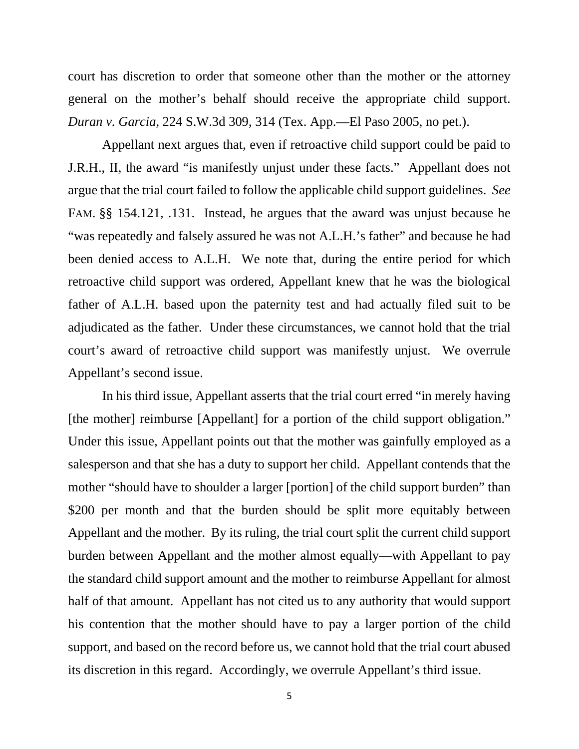court has discretion to order that someone other than the mother or the attorney general on the mother's behalf should receive the appropriate child support. *Duran v. Garcia*, 224 S.W.3d 309, 314 (Tex. App.—El Paso 2005, no pet.).

Appellant next argues that, even if retroactive child support could be paid to J.R.H., II, the award "is manifestly unjust under these facts." Appellant does not argue that the trial court failed to follow the applicable child support guidelines. *See* FAM. §§ 154.121, .131. Instead, he argues that the award was unjust because he "was repeatedly and falsely assured he was not A.L.H.'s father" and because he had been denied access to A.L.H. We note that, during the entire period for which retroactive child support was ordered, Appellant knew that he was the biological father of A.L.H. based upon the paternity test and had actually filed suit to be adjudicated as the father. Under these circumstances, we cannot hold that the trial court's award of retroactive child support was manifestly unjust. We overrule Appellant's second issue.

In his third issue, Appellant asserts that the trial court erred "in merely having [the mother] reimburse [Appellant] for a portion of the child support obligation." Under this issue, Appellant points out that the mother was gainfully employed as a salesperson and that she has a duty to support her child. Appellant contends that the mother "should have to shoulder a larger [portion] of the child support burden" than $200 per month and that the burden should be split more equitably between Appellant and the mother. By its ruling, the trial court split the current child support burden between Appellant and the mother almost equally—with Appellant to pay the standard child support amount and the mother to reimburse Appellant for almost half of that amount. Appellant has not cited us to any authority that would support his contention that the mother should have to pay a larger portion of the child support, and based on the record before us, we cannot hold that the trial court abused its discretion in this regard. Accordingly, we overrule Appellant's third issue.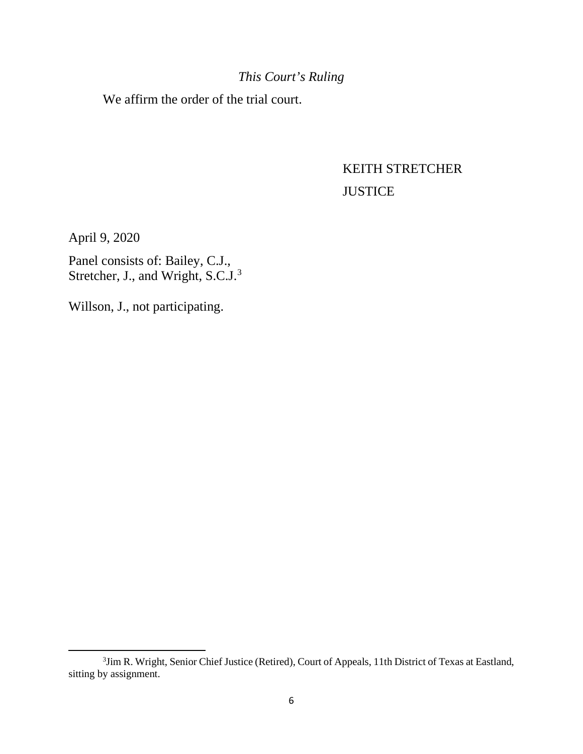*This Court's Ruling*

We affirm the order of the trial court.

KEITH STRETCHER
JUSTICE

April 9, 2020

Panel consists of: Bailey, C.J.,
Stretcher, J., and Wright, S.C.J.[3]

Willson, J., not participating.

[3]Jim R. Wright, Senior Chief Justice (Retired), Court of Appeals, 11th District of Texas at Eastland, sitting by assignment.